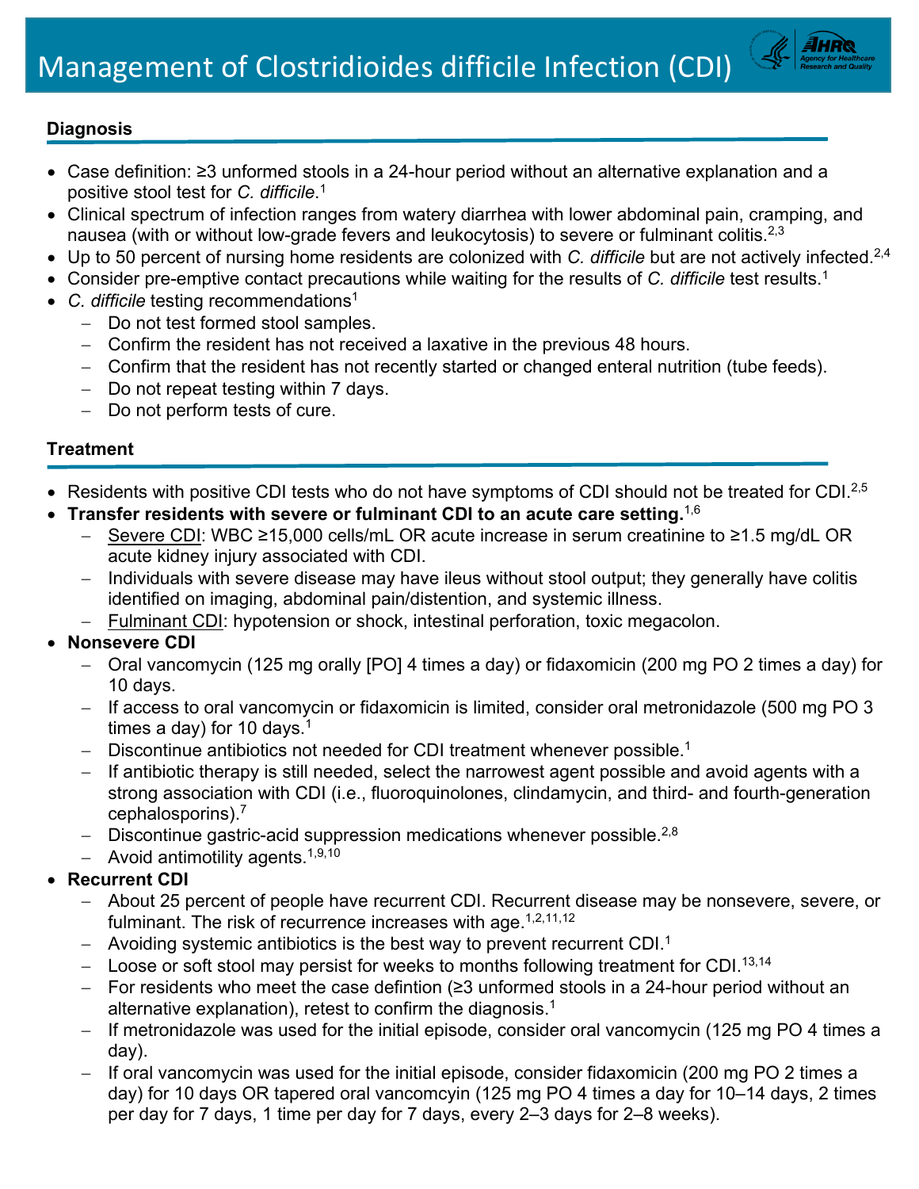# Management of Clostridioides difficile Infection (CDI)

## Diagnosis

- Case definition: ≥3 unformed stools in a 24-hour period without an alternative explanation and a positive stool test for *C. difficile*.[1]
- Clinical spectrum of infection ranges from watery diarrhea with lower abdominal pain, cramping, and nausea (with or without low-grade fevers and leukocytosis) to severe or fulminant colitis.[2,3]
- Up to 50 percent of nursing home residents are colonized with *C. difficile* but are not actively infected.[2,4]
- Consider pre-emptive contact precautions while waiting for the results of *C. difficile* test results.[1]
- *C. difficile* testing recommendations[1]
  - Do not test formed stool samples.
  - Confirm the resident has not received a laxative in the previous 48 hours.
  - Confirm that the resident has not recently started or changed enteral nutrition (tube feeds).
  - Do not repeat testing within 7 days.
  - Do not perform tests of cure.

## Treatment

- Residents with positive CDI tests who do not have symptoms of CDI should not be treated for CDI.[2,5]
- **Transfer residents with severe or fulminant CDI to an acute care setting.**[1,6]
  - Severe CDI: WBC ≥15,000 cells/mL OR acute increase in serum creatinine to ≥1.5 mg/dL OR acute kidney injury associated with CDI.
  - Individuals with severe disease may have ileus without stool output; they generally have colitis identified on imaging, abdominal pain/distention, and systemic illness.
  - Fulminant CDI: hypotension or shock, intestinal perforation, toxic megacolon.
- **Nonsevere CDI**
  - Oral vancomycin (125 mg orally [PO] 4 times a day) or fidaxomicin (200 mg PO 2 times a day) for 10 days.
  - If access to oral vancomycin or fidaxomicin is limited, consider oral metronidazole (500 mg PO 3 times a day) for 10 days.[1]
  - Discontinue antibiotics not needed for CDI treatment whenever possible.[1]
  - If antibiotic therapy is still needed, select the narrowest agent possible and avoid agents with a strong association with CDI (i.e., fluoroquinolones, clindamycin, and third- and fourth-generation cephalosporins).[7]
  - Discontinue gastric-acid suppression medications whenever possible.[2,8]
  - Avoid antimotility agents.[1,9,10]
- **Recurrent CDI**
  - About 25 percent of people have recurrent CDI. Recurrent disease may be nonsevere, severe, or fulminant. The risk of recurrence increases with age.[1,2,11,12]
  - Avoiding systemic antibiotics is the best way to prevent recurrent CDI.[1]
  - Loose or soft stool may persist for weeks to months following treatment for CDI.[13,14]
  - For residents who meet the case defintion (≥3 unformed stools in a 24-hour period without an alternative explanation), retest to confirm the diagnosis.[1]
  - If metronidazole was used for the initial episode, consider oral vancomycin (125 mg PO 4 times a day).
  - If oral vancomycin was used for the initial episode, consider fidaxomicin (200 mg PO 2 times a day) for 10 days OR tapered oral vancomcyin (125 mg PO 4 times a day for 10–14 days, 2 times per day for 7 days, 1 time per day for 7 days, every 2–3 days for 2–8 weeks).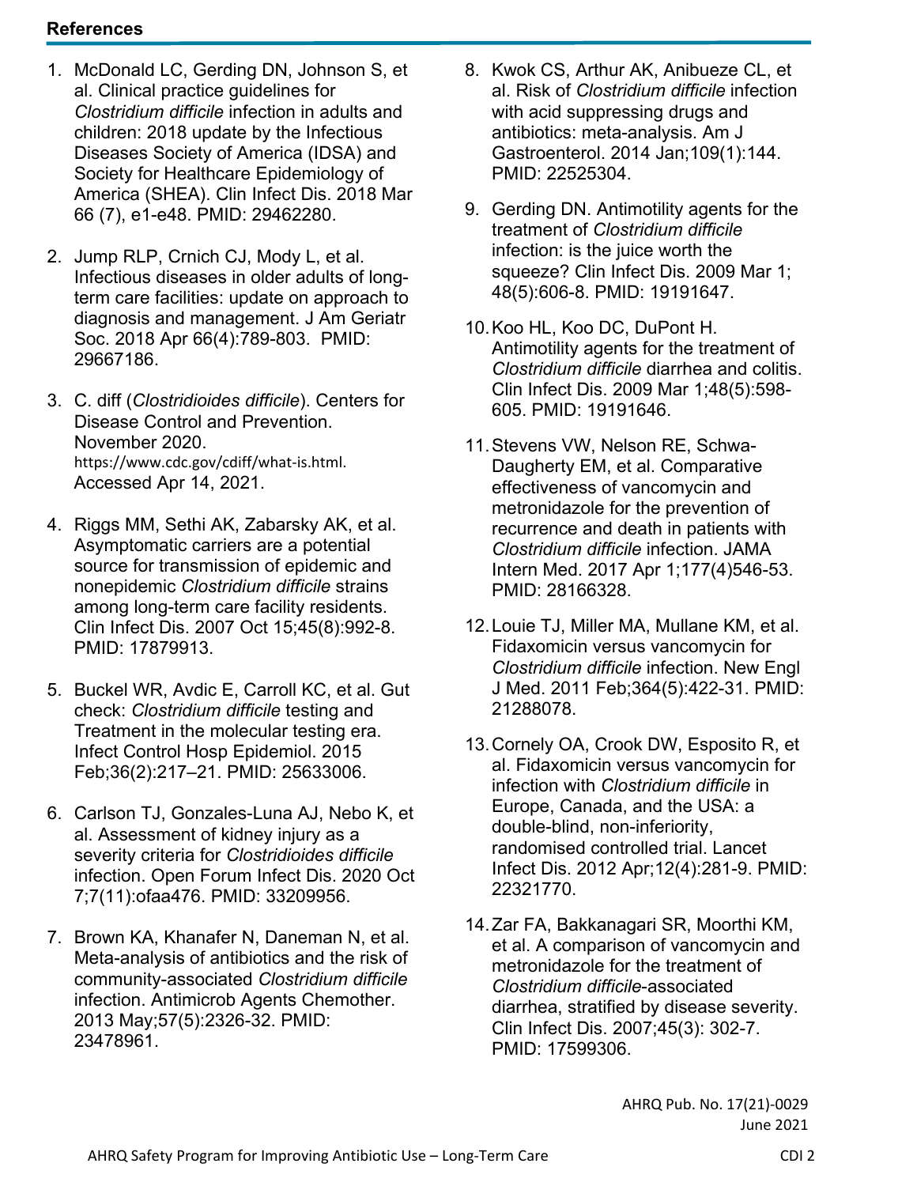## References

1. McDonald LC, Gerding DN, Johnson S, et al. Clinical practice guidelines for *Clostridium difficile* infection in adults and children: 2018 update by the Infectious Diseases Society of America (IDSA) and Society for Healthcare Epidemiology of America (SHEA). Clin Infect Dis. 2018 Mar 66 (7), e1-e48. PMID: 29462280.

2. Jump RLP, Crnich CJ, Mody L, et al. Infectious diseases in older adults of long-term care facilities: update on approach to diagnosis and management. J Am Geriatr Soc. 2018 Apr 66(4):789-803. PMID: 29667186.

3. C. diff (*Clostridioides difficile*). Centers for Disease Control and Prevention. November 2020. https://www.cdc.gov/cdiff/what-is.html. Accessed Apr 14, 2021.

4. Riggs MM, Sethi AK, Zabarsky AK, et al. Asymptomatic carriers are a potential source for transmission of epidemic and nonepidemic *Clostridium difficile* strains among long-term care facility residents. Clin Infect Dis. 2007 Oct 15;45(8):992-8. PMID: 17879913.

5. Buckel WR, Avdic E, Carroll KC, et al. Gut check: *Clostridium difficile* testing and Treatment in the molecular testing era. Infect Control Hosp Epidemiol. 2015 Feb;36(2):217–21. PMID: 25633006.

6. Carlson TJ, Gonzales-Luna AJ, Nebo K, et al. Assessment of kidney injury as a severity criteria for *Clostridioides difficile* infection. Open Forum Infect Dis. 2020 Oct 7;7(11):ofaa476. PMID: 33209956.

7. Brown KA, Khanafer N, Daneman N, et al. Meta-analysis of antibiotics and the risk of community-associated *Clostridium difficile* infection. Antimicrob Agents Chemother. 2013 May;57(5):2326-32. PMID: 23478961.

8. Kwok CS, Arthur AK, Anibueze CL, et al. Risk of *Clostridium difficile* infection with acid suppressing drugs and antibiotics: meta-analysis. Am J Gastroenterol. 2014 Jan;109(1):144. PMID: 22525304.

9. Gerding DN. Antimotility agents for the treatment of *Clostridium difficile* infection: is the juice worth the squeeze? Clin Infect Dis. 2009 Mar 1; 48(5):606-8. PMID: 19191647.

10. Koo HL, Koo DC, DuPont H. Antimotility agents for the treatment of *Clostridium difficile* diarrhea and colitis. Clin Infect Dis. 2009 Mar 1;48(5):598-605. PMID: 19191646.

11. Stevens VW, Nelson RE, Schwa-Daugherty EM, et al. Comparative effectiveness of vancomycin and metronidazole for the prevention of recurrence and death in patients with *Clostridium difficile* infection. JAMA Intern Med. 2017 Apr 1;177(4)546-53. PMID: 28166328.

12. Louie TJ, Miller MA, Mullane KM, et al. Fidaxomicin versus vancomycin for *Clostridium difficile* infection. New Engl J Med. 2011 Feb;364(5):422-31. PMID: 21288078.

13. Cornely OA, Crook DW, Esposito R, et al. Fidaxomicin versus vancomycin for infection with *Clostridium difficile* in Europe, Canada, and the USA: a double-blind, non-inferiority, randomised controlled trial. Lancet Infect Dis. 2012 Apr;12(4):281-9. PMID: 22321770.

14. Zar FA, Bakkanagari SR, Moorthi KM, et al. A comparison of vancomycin and metronidazole for the treatment of *Clostridium difficile*-associated diarrhea, stratified by disease severity. Clin Infect Dis. 2007;45(3): 302-7. PMID: 17599306.

AHRQ Pub. No. 17(21)-0029
June 2021